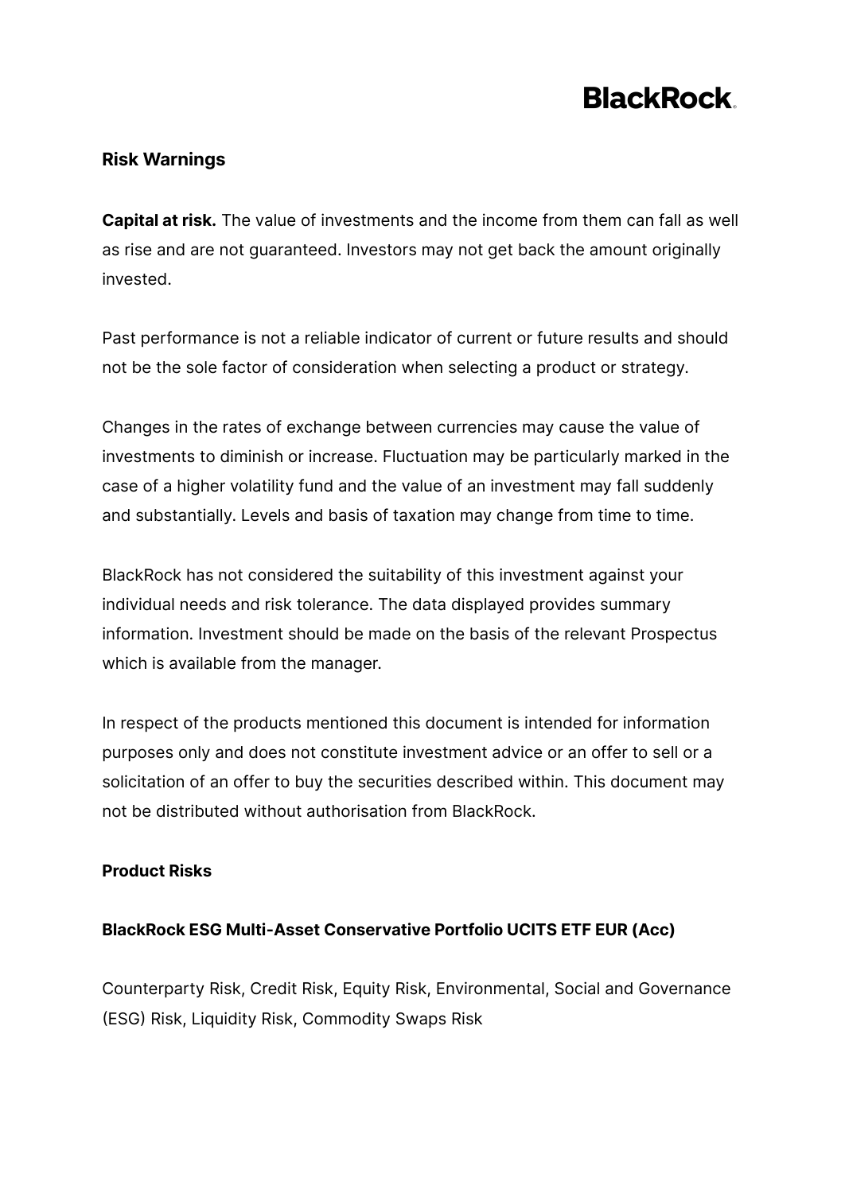BlackRock.

## Risk Warnings

**Capital at risk.** The value of investments and the income from them can fall as well as rise and are not guaranteed. Investors may not get back the amount originally invested.

Past performance is not a reliable indicator of current or future results and should not be the sole factor of consideration when selecting a product or strategy.

Changes in the rates of exchange between currencies may cause the value of investments to diminish or increase. Fluctuation may be particularly marked in the case of a higher volatility fund and the value of an investment may fall suddenly and substantially. Levels and basis of taxation may change from time to time.

BlackRock has not considered the suitability of this investment against your individual needs and risk tolerance. The data displayed provides summary information. Investment should be made on the basis of the relevant Prospectus which is available from the manager.

In respect of the products mentioned this document is intended for information purposes only and does not constitute investment advice or an offer to sell or a solicitation of an offer to buy the securities described within. This document may not be distributed without authorisation from BlackRock.

### Product Risks

#### BlackRock ESG Multi-Asset Conservative Portfolio UCITS ETF EUR (Acc)

Counterparty Risk, Credit Risk, Equity Risk, Environmental, Social and Governance (ESG) Risk, Liquidity Risk, Commodity Swaps Risk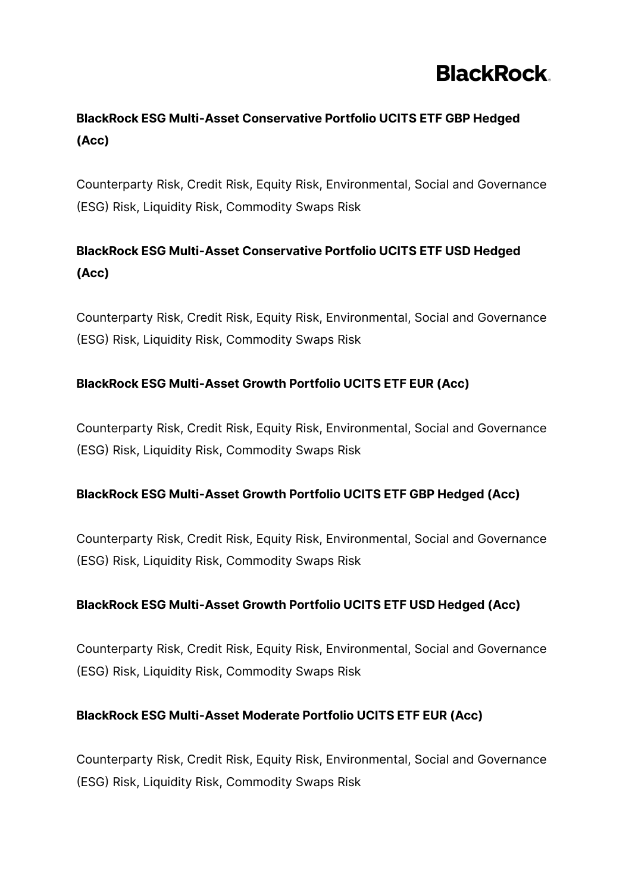**BlackRock ESG Multi-Asset Conservative Portfolio UCITS ETF GBP Hedged (Acc)**

Counterparty Risk, Credit Risk, Equity Risk, Environmental, Social and Governance (ESG) Risk, Liquidity Risk, Commodity Swaps Risk

**BlackRock ESG Multi-Asset Conservative Portfolio UCITS ETF USD Hedged (Acc)**

Counterparty Risk, Credit Risk, Equity Risk, Environmental, Social and Governance (ESG) Risk, Liquidity Risk, Commodity Swaps Risk

**BlackRock ESG Multi-Asset Growth Portfolio UCITS ETF EUR (Acc)**

Counterparty Risk, Credit Risk, Equity Risk, Environmental, Social and Governance (ESG) Risk, Liquidity Risk, Commodity Swaps Risk

**BlackRock ESG Multi-Asset Growth Portfolio UCITS ETF GBP Hedged (Acc)**

Counterparty Risk, Credit Risk, Equity Risk, Environmental, Social and Governance (ESG) Risk, Liquidity Risk, Commodity Swaps Risk

**BlackRock ESG Multi-Asset Growth Portfolio UCITS ETF USD Hedged (Acc)**

Counterparty Risk, Credit Risk, Equity Risk, Environmental, Social and Governance (ESG) Risk, Liquidity Risk, Commodity Swaps Risk

**BlackRock ESG Multi-Asset Moderate Portfolio UCITS ETF EUR (Acc)**

Counterparty Risk, Credit Risk, Equity Risk, Environmental, Social and Governance (ESG) Risk, Liquidity Risk, Commodity Swaps Risk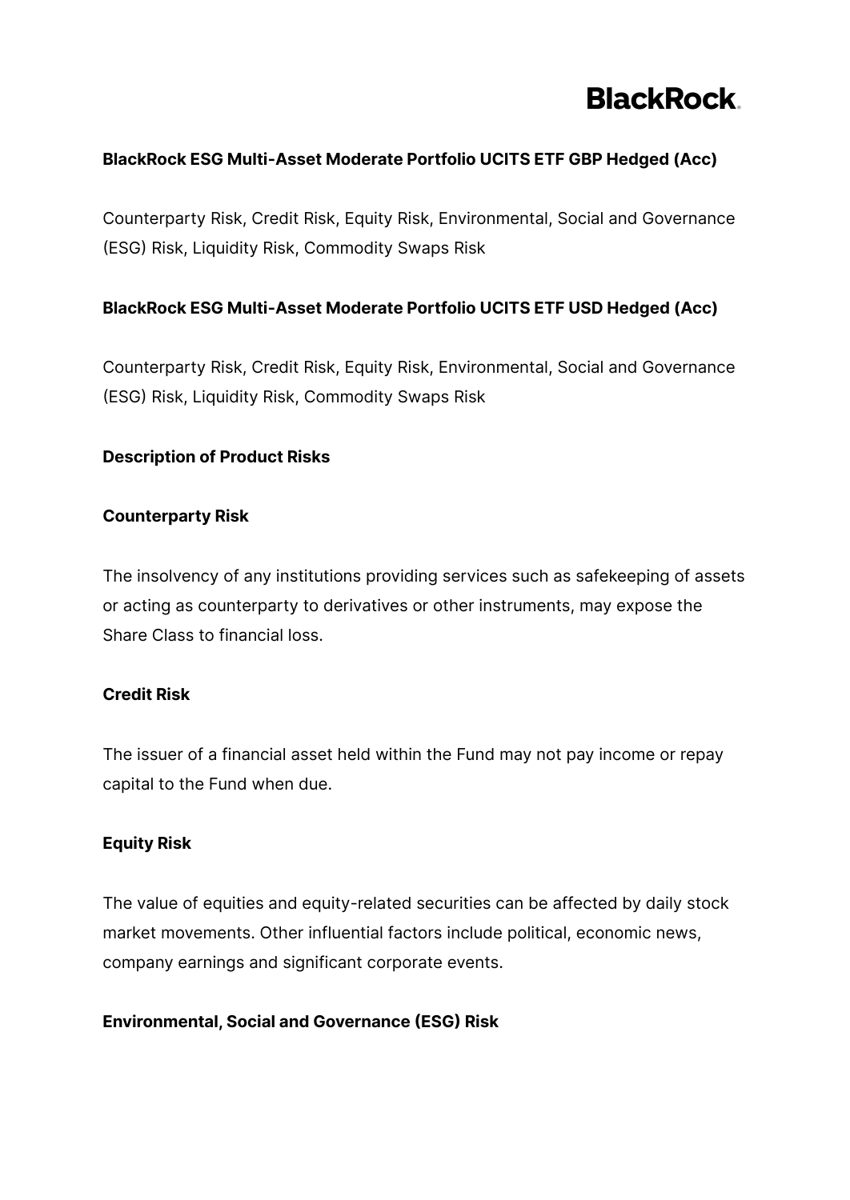**BlackRock ESG Multi-Asset Moderate Portfolio UCITS ETF GBP Hedged (Acc)**

Counterparty Risk, Credit Risk, Equity Risk, Environmental, Social and Governance (ESG) Risk, Liquidity Risk, Commodity Swaps Risk

**BlackRock ESG Multi-Asset Moderate Portfolio UCITS ETF USD Hedged (Acc)**

Counterparty Risk, Credit Risk, Equity Risk, Environmental, Social and Governance (ESG) Risk, Liquidity Risk, Commodity Swaps Risk

**Description of Product Risks**

**Counterparty Risk**

The insolvency of any institutions providing services such as safekeeping of assets or acting as counterparty to derivatives or other instruments, may expose the Share Class to financial loss.

**Credit Risk**

The issuer of a financial asset held within the Fund may not pay income or repay capital to the Fund when due.

**Equity Risk**

The value of equities and equity-related securities can be affected by daily stock market movements. Other influential factors include political, economic news, company earnings and significant corporate events.

**Environmental, Social and Governance (ESG) Risk**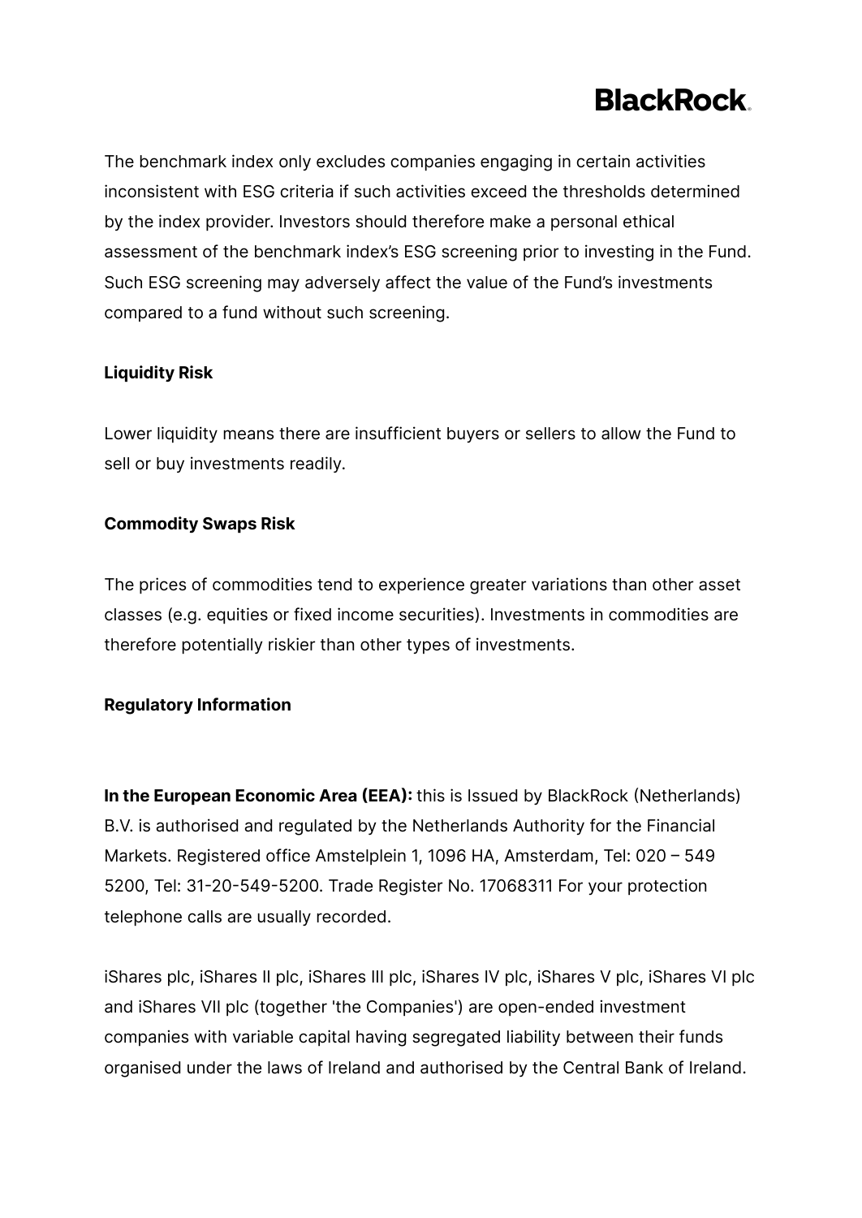The benchmark index only excludes companies engaging in certain activities inconsistent with ESG criteria if such activities exceed the thresholds determined by the index provider. Investors should therefore make a personal ethical assessment of the benchmark index's ESG screening prior to investing in the Fund. Such ESG screening may adversely affect the value of the Fund's investments compared to a fund without such screening.

**Liquidity Risk**

Lower liquidity means there are insufficient buyers or sellers to allow the Fund to sell or buy investments readily.

**Commodity Swaps Risk**

The prices of commodities tend to experience greater variations than other asset classes (e.g. equities or fixed income securities). Investments in commodities are therefore potentially riskier than other types of investments.

**Regulatory Information**

**In the European Economic Area (EEA):** this is Issued by BlackRock (Netherlands) B.V. is authorised and regulated by the Netherlands Authority for the Financial Markets. Registered office Amstelplein 1, 1096 HA, Amsterdam, Tel: 020 – 549 5200, Tel: 31-20-549-5200. Trade Register No. 17068311 For your protection telephone calls are usually recorded.

iShares plc, iShares II plc, iShares III plc, iShares IV plc, iShares V plc, iShares VI plc and iShares VII plc (together 'the Companies') are open-ended investment companies with variable capital having segregated liability between their funds organised under the laws of Ireland and authorised by the Central Bank of Ireland.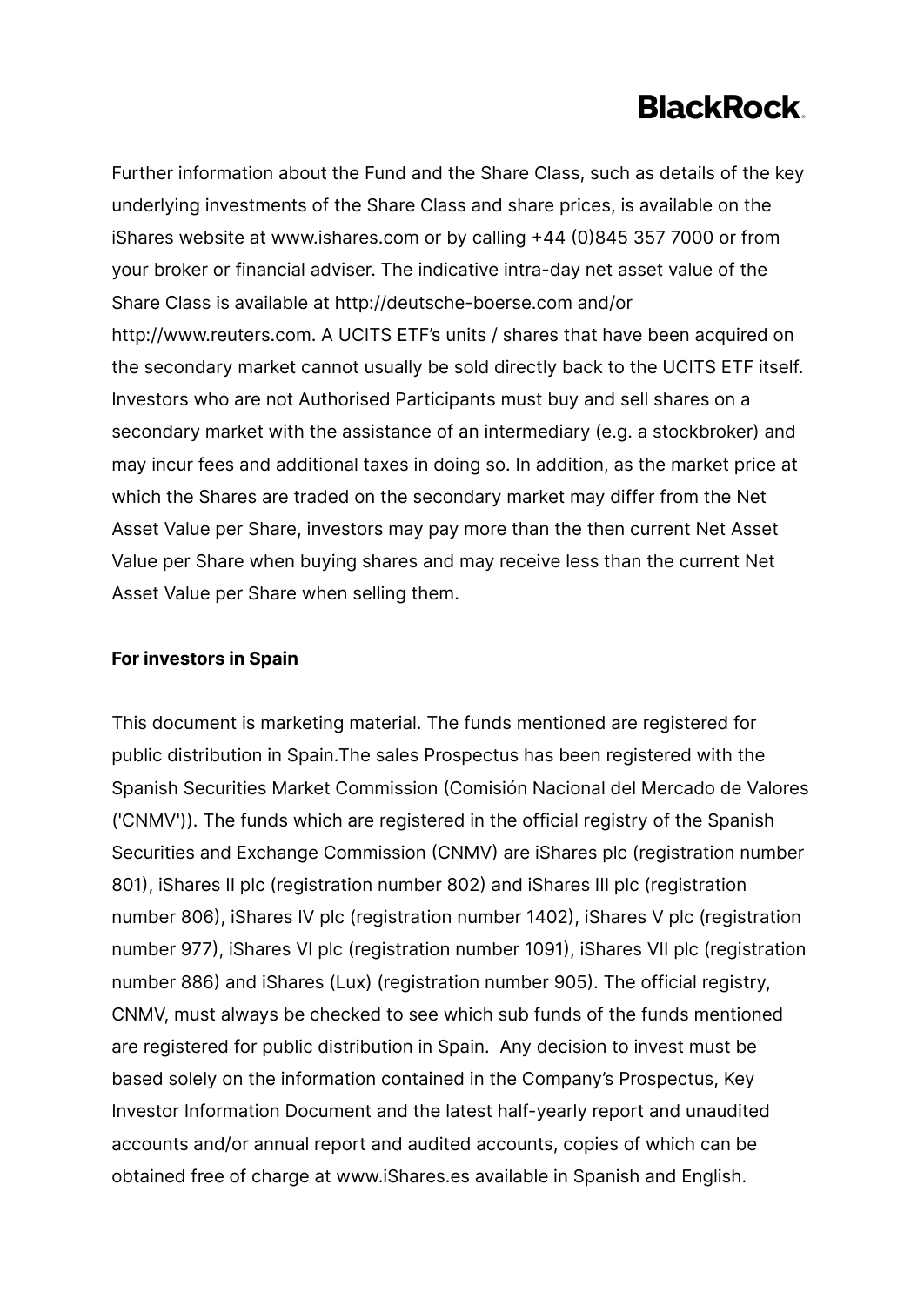Further information about the Fund and the Share Class, such as details of the key underlying investments of the Share Class and share prices, is available on the iShares website at www.ishares.com or by calling +44 (0)845 357 7000 or from your broker or financial adviser. The indicative intra-day net asset value of the Share Class is available at http://deutsche-boerse.com and/or http://www.reuters.com. A UCITS ETF's units / shares that have been acquired on the secondary market cannot usually be sold directly back to the UCITS ETF itself. Investors who are not Authorised Participants must buy and sell shares on a secondary market with the assistance of an intermediary (e.g. a stockbroker) and may incur fees and additional taxes in doing so. In addition, as the market price at which the Shares are traded on the secondary market may differ from the Net Asset Value per Share, investors may pay more than the then current Net Asset Value per Share when buying shares and may receive less than the current Net Asset Value per Share when selling them.

**For investors in Spain**

This document is marketing material. The funds mentioned are registered for public distribution in Spain.The sales Prospectus has been registered with the Spanish Securities Market Commission (Comisión Nacional del Mercado de Valores ('CNMV')). The funds which are registered in the official registry of the Spanish Securities and Exchange Commission (CNMV) are iShares plc (registration number 801), iShares II plc (registration number 802) and iShares III plc (registration number 806), iShares IV plc (registration number 1402), iShares V plc (registration number 977), iShares VI plc (registration number 1091), iShares VII plc (registration number 886) and iShares (Lux) (registration number 905). The official registry, CNMV, must always be checked to see which sub funds of the funds mentioned are registered for public distribution in Spain. Any decision to invest must be based solely on the information contained in the Company's Prospectus, Key Investor Information Document and the latest half-yearly report and unaudited accounts and/or annual report and audited accounts, copies of which can be obtained free of charge at www.iShares.es available in Spanish and English.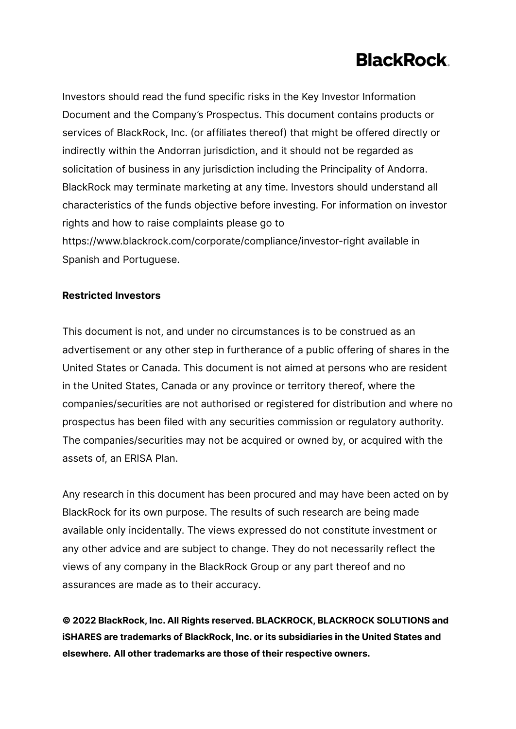Investors should read the fund specific risks in the Key Investor Information Document and the Company's Prospectus. This document contains products or services of BlackRock, Inc. (or affiliates thereof) that might be offered directly or indirectly within the Andorran jurisdiction, and it should not be regarded as solicitation of business in any jurisdiction including the Principality of Andorra. BlackRock may terminate marketing at any time. Investors should understand all characteristics of the funds objective before investing. For information on investor rights and how to raise complaints please go to https://www.blackrock.com/corporate/compliance/investor-right available in Spanish and Portuguese.

**Restricted Investors**

This document is not, and under no circumstances is to be construed as an advertisement or any other step in furtherance of a public offering of shares in the United States or Canada. This document is not aimed at persons who are resident in the United States, Canada or any province or territory thereof, where the companies/securities are not authorised or registered for distribution and where no prospectus has been filed with any securities commission or regulatory authority. The companies/securities may not be acquired or owned by, or acquired with the assets of, an ERISA Plan.

Any research in this document has been procured and may have been acted on by BlackRock for its own purpose. The results of such research are being made available only incidentally. The views expressed do not constitute investment or any other advice and are subject to change. They do not necessarily reflect the views of any company in the BlackRock Group or any part thereof and no assurances are made as to their accuracy.

**© 2022 BlackRock, Inc. All Rights reserved. BLACKROCK, BLACKROCK SOLUTIONS and iSHARES are trademarks of BlackRock, Inc. or its subsidiaries in the United States and elsewhere. All other trademarks are those of their respective owners.**